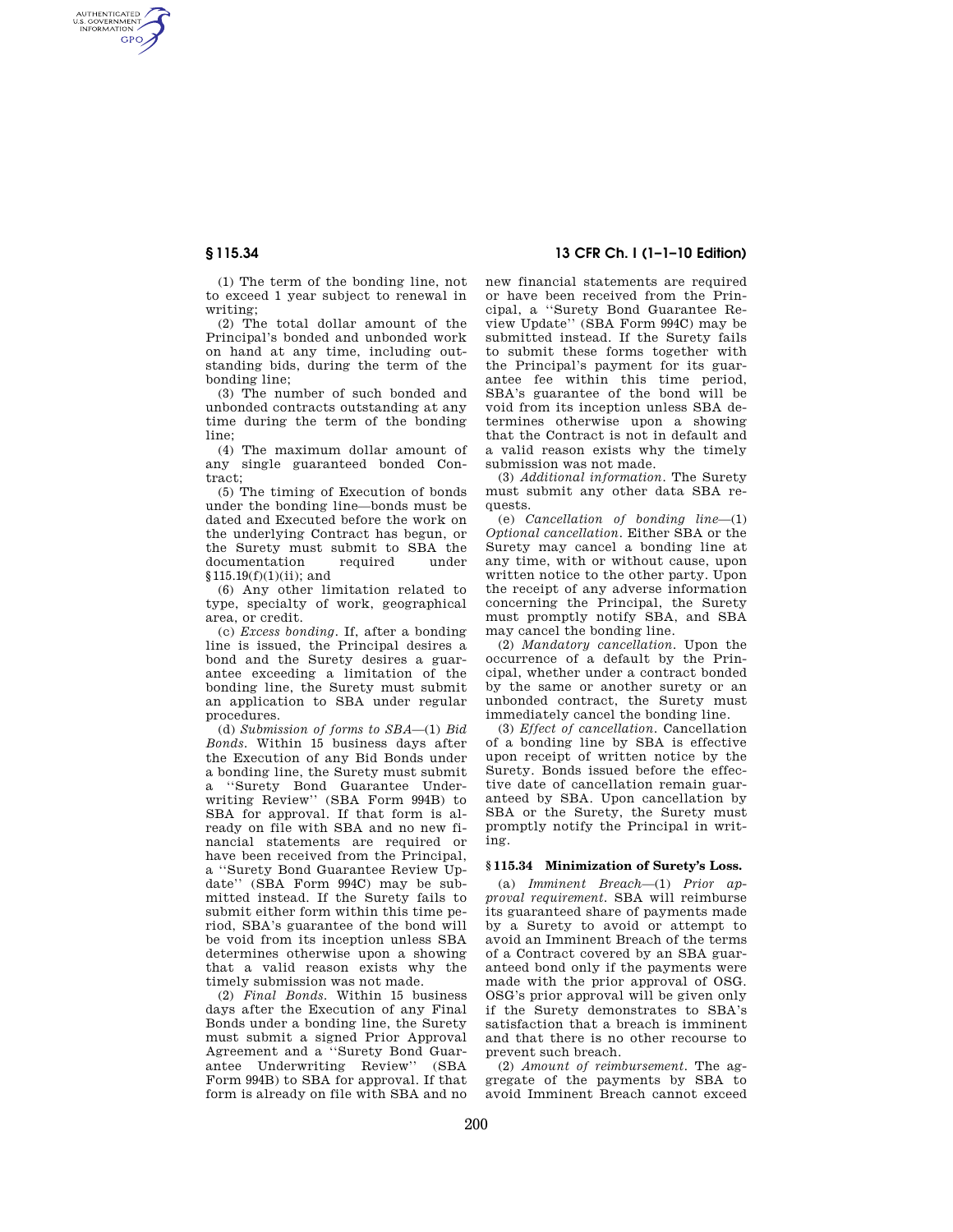(1) The term of the bonding line, not to exceed 1 year subject to renewal in writing;

(2) The total dollar amount of the Principal's bonded and unbonded work on hand at any time, including outstanding bids, during the term of the bonding line;

(3) The number of such bonded and unbonded contracts outstanding at any time during the term of the bonding line;

(4) The maximum dollar amount of any single guaranteed bonded Contract;

(5) The timing of Execution of bonds under the bonding line—bonds must be dated and Executed before the work on the underlying Contract has begun, or the Surety must submit to SBA the documentation required under §115.19(f)(1)(ii); and

(6) Any other limitation related to type, specialty of work, geographical area, or credit.

(c) *Excess bonding.* If, after a bonding line is issued, the Principal desires a bond and the Surety desires a guarantee exceeding a limitation of the bonding line, the Surety must submit an application to SBA under regular procedures.

(d) *Submission of forms to SBA*—(1) *Bid Bonds.* Within 15 business days after the Execution of any Bid Bonds under a bonding line, the Surety must submit a "Surety Bond Guarantee Underwriting Review" (SBA Form 994B) to SBA for approval. If that form is already on file with SBA and no new financial statements are required or have been received from the Principal, a "Surety Bond Guarantee Review Update" (SBA Form 994C) may be submitted instead. If the Surety fails to submit either form within this time period, SBA's guarantee of the bond will be void from its inception unless SBA determines otherwise upon a showing that a valid reason exists why the timely submission was not made.

(2) *Final Bonds.* Within 15 business days after the Execution of any Final Bonds under a bonding line, the Surety must submit a signed Prior Approval Agreement and a "Surety Bond Guarantee Underwriting Review" (SBA Form 994B) to SBA for approval. If that form is already on file with SBA and no new financial statements are required or have been received from the Principal, a "Surety Bond Guarantee Review Update" (SBA Form 994C) may be submitted instead. If the Surety fails to submit these forms together with the Principal's payment for its guarantee fee within this time period, SBA's guarantee of the bond will be void from its inception unless SBA determines otherwise upon a showing that the Contract is not in default and a valid reason exists why the timely submission was not made.

(3) *Additional information.* The Surety must submit any other data SBA requests.

(e) *Cancellation of bonding line*—(1) *Optional cancellation.* Either SBA or the Surety may cancel a bonding line at any time, with or without cause, upon written notice to the other party. Upon the receipt of any adverse information concerning the Principal, the Surety must promptly notify SBA, and SBA may cancel the bonding line.

(2) *Mandatory cancellation.* Upon the occurrence of a default by the Principal, whether under a contract bonded by the same or another surety or an unbonded contract, the Surety must immediately cancel the bonding line.

(3) *Effect of cancellation.* Cancellation of a bonding line by SBA is effective upon receipt of written notice by the Surety. Bonds issued before the effective date of cancellation remain guaranteed by SBA. Upon cancellation by SBA or the Surety, the Surety must promptly notify the Principal in writing.

## § 115.34 Minimization of Surety's Loss.

(a) *Imminent Breach*—(1) *Prior approval requirement.* SBA will reimburse its guaranteed share of payments made by a Surety to avoid or attempt to avoid an Imminent Breach of the terms of a Contract covered by an SBA guaranteed bond only if the payments were made with the prior approval of OSG. OSG's prior approval will be given only if the Surety demonstrates to SBA's satisfaction that a breach is imminent and that there is no other recourse to prevent such breach.

(2) *Amount of reimbursement.* The aggregate of the payments by SBA to avoid Imminent Breach cannot exceed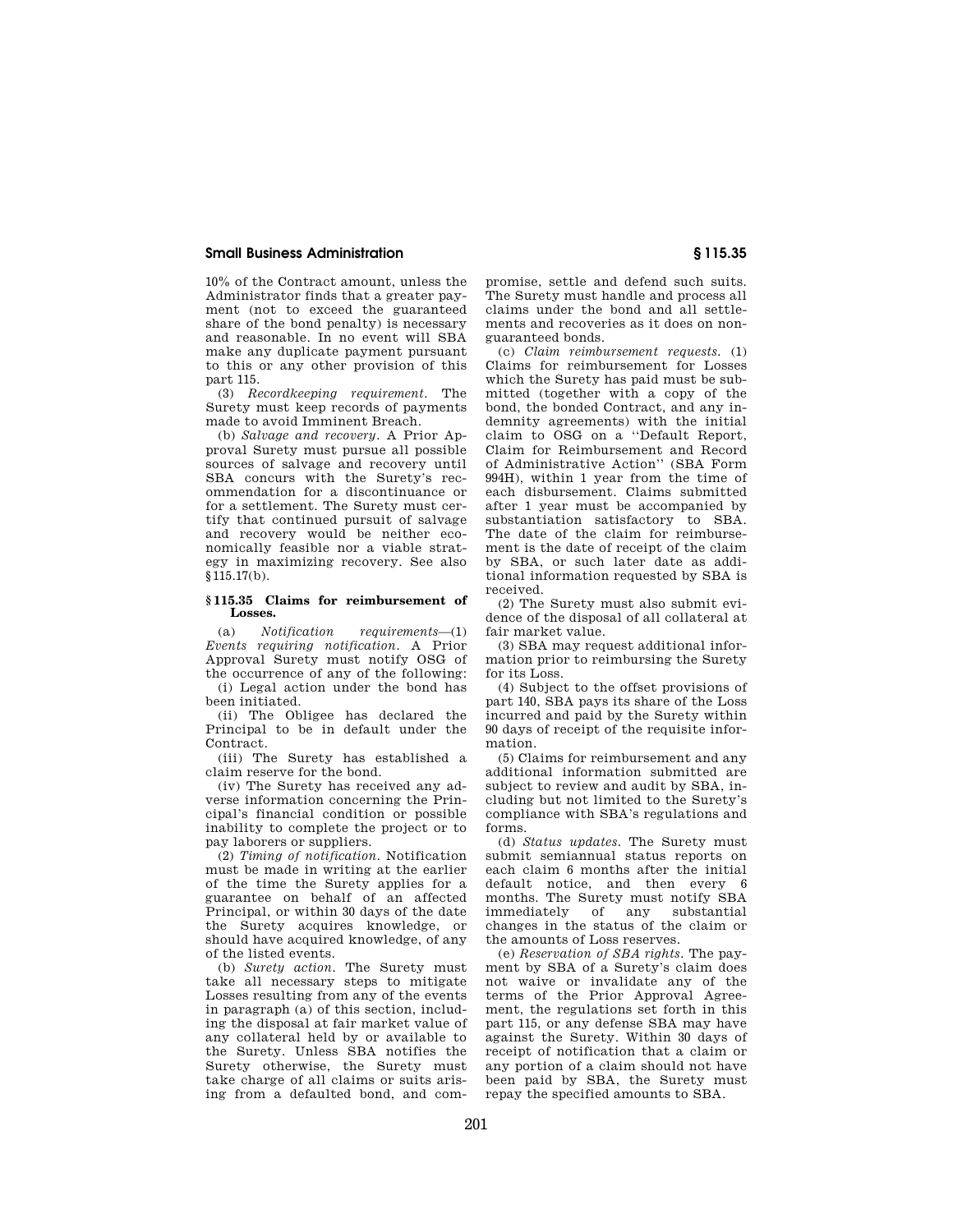10% of the Contract amount, unless the Administrator finds that a greater payment (not to exceed the guaranteed share of the bond penalty) is necessary and reasonable. In no event will SBA make any duplicate payment pursuant to this or any other provision of this part 115.

(3) *Recordkeeping requirement.* The Surety must keep records of payments made to avoid Imminent Breach.

(b) *Salvage and recovery.* A Prior Approval Surety must pursue all possible sources of salvage and recovery until SBA concurs with the Surety's recommendation for a discontinuance or for a settlement. The Surety must certify that continued pursuit of salvage and recovery would be neither economically feasible nor a viable strategy in maximizing recovery. See also §115.17(b).

### § 115.35 Claims for reimbursement of Losses.

(a) *Notification requirements*—(1) *Events requiring notification.* A Prior Approval Surety must notify OSG of the occurrence of any of the following:

(i) Legal action under the bond has been initiated.

(ii) The Obligee has declared the Principal to be in default under the Contract.

(iii) The Surety has established a claim reserve for the bond.

(iv) The Surety has received any adverse information concerning the Principal's financial condition or possible inability to complete the project or to pay laborers or suppliers.

(2) *Timing of notification.* Notification must be made in writing at the earlier of the time the Surety applies for a guarantee on behalf of an affected Principal, or within 30 days of the date the Surety acquires knowledge, or should have acquired knowledge, of any of the listed events.

(b) *Surety action.* The Surety must take all necessary steps to mitigate Losses resulting from any of the events in paragraph (a) of this section, including the disposal at fair market value of any collateral held by or available to the Surety. Unless SBA notifies the Surety otherwise, the Surety must take charge of all claims or suits arising from a defaulted bond, and compromise, settle and defend such suits. The Surety must handle and process all claims under the bond and all settlements and recoveries as it does on non-guaranteed bonds.

(c) *Claim reimbursement requests.* (1) Claims for reimbursement for Losses which the Surety has paid must be submitted (together with a copy of the bond, the bonded Contract, and any indemnity agreements) with the initial claim to OSG on a "Default Report, Claim for Reimbursement and Record of Administrative Action" (SBA Form 994H), within 1 year from the time of each disbursement. Claims submitted after 1 year must be accompanied by substantiation satisfactory to SBA. The date of the claim for reimbursement is the date of receipt of the claim by SBA, or such later date as additional information requested by SBA is received.

(2) The Surety must also submit evidence of the disposal of all collateral at fair market value.

(3) SBA may request additional information prior to reimbursing the Surety for its Loss.

(4) Subject to the offset provisions of part 140, SBA pays its share of the Loss incurred and paid by the Surety within 90 days of receipt of the requisite information.

(5) Claims for reimbursement and any additional information submitted are subject to review and audit by SBA, including but not limited to the Surety's compliance with SBA's regulations and forms.

(d) *Status updates.* The Surety must submit semiannual status reports on each claim 6 months after the initial default notice, and then every 6 months. The Surety must notify SBA immediately of any substantial changes in the status of the claim or the amounts of Loss reserves.

(e) *Reservation of SBA rights.* The payment by SBA of a Surety's claim does not waive or invalidate any of the terms of the Prior Approval Agreement, the regulations set forth in this part 115, or any defense SBA may have against the Surety. Within 30 days of receipt of notification that a claim or any portion of a claim should not have been paid by SBA, the Surety must repay the specified amounts to SBA.